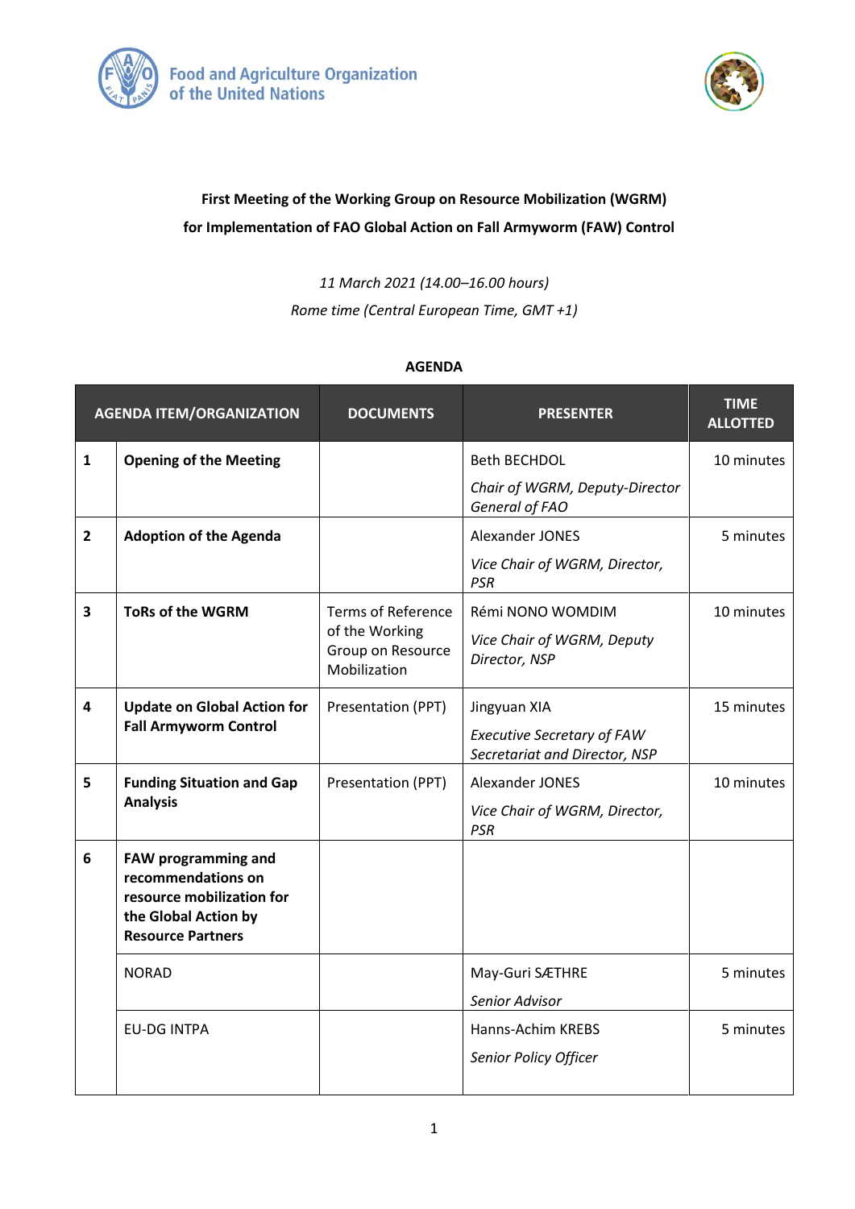Food and Agriculture Organization of the United Nations

**First Meeting of the Working Group on Resource Mobilization (WGRM)**
**for Implementation of FAO Global Action on Fall Armyworm (FAW) Control**

*11 March 2021 (14.00–16.00 hours)*
*Rome time (Central European Time, GMT +1)*

**AGENDA**

| | AGENDA ITEM/ORGANIZATION | DOCUMENTS | PRESENTER | TIME ALLOTTED |
|---|---|---|---|---|
| **1** | **Opening of the Meeting** | | Beth BECHDOL<br>*Chair of WGRM, Deputy-Director General of FAO* | 10 minutes |
| **2** | **Adoption of the Agenda** | | Alexander JONES<br>*Vice Chair of WGRM, Director, PSR* | 5 minutes |
| **3** | **ToRs of the WGRM** | Terms of Reference of the Working Group on Resource Mobilization | Rémi NONO WOMDIM<br>*Vice Chair of WGRM, Deputy Director, NSP* | 10 minutes |
| **4** | **Update on Global Action for Fall Armyworm Control** | Presentation (PPT) | Jingyuan XIA<br>*Executive Secretary of FAW Secretariat and Director, NSP* | 15 minutes |
| **5** | **Funding Situation and Gap Analysis** | Presentation (PPT) | Alexander JONES<br>*Vice Chair of WGRM, Director, PSR* | 10 minutes |
| **6** | **FAW programming and recommendations on resource mobilization for the Global Action by Resource Partners** | | | |
| | NORAD | | May-Guri SÆTHRE<br>*Senior Advisor* | 5 minutes |
| | EU-DG INTPA | | Hanns-Achim KREBS<br>*Senior Policy Officer* | 5 minutes |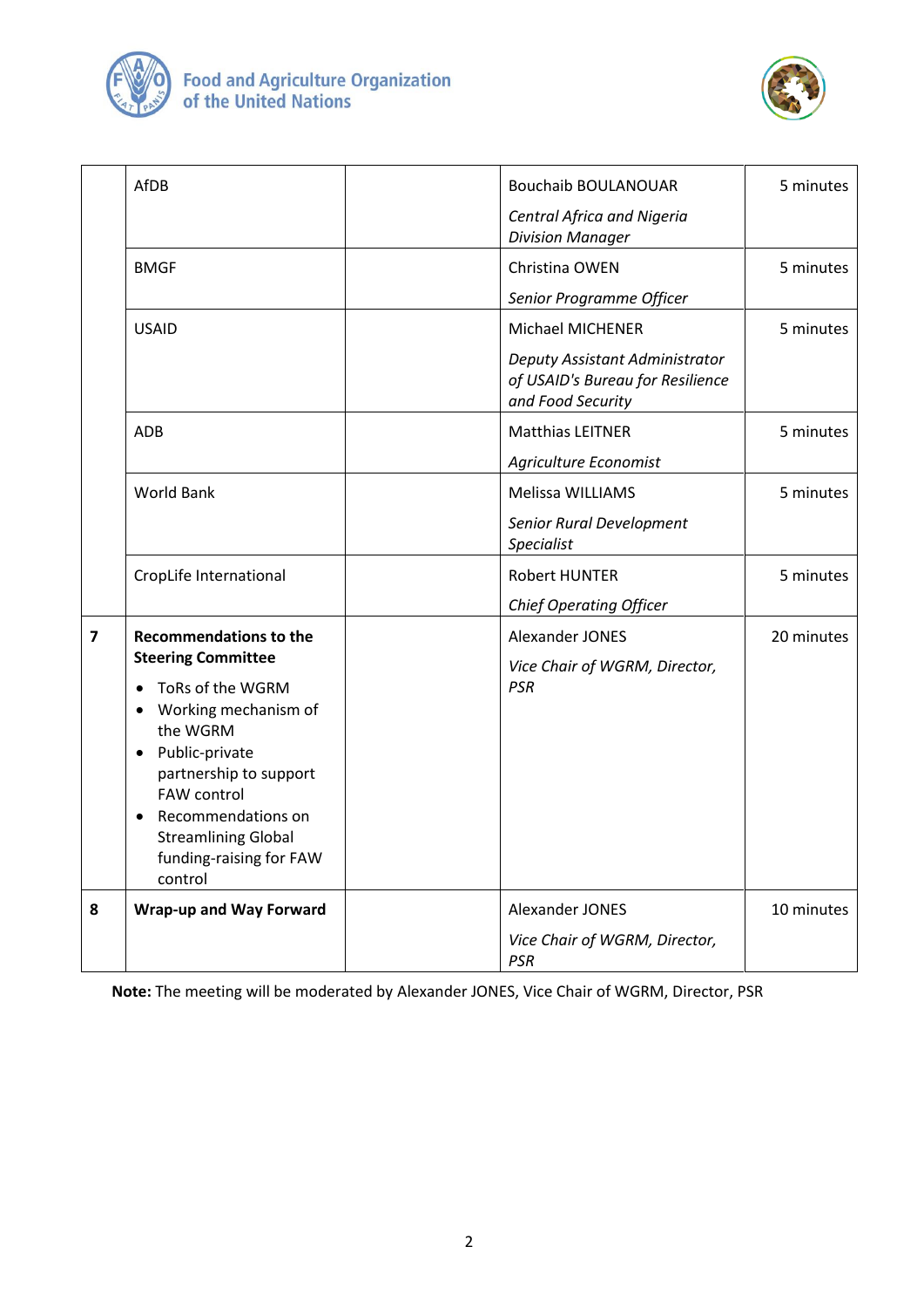| | | | | |
|---|---|---|---|---|
| | AfDB | | Bouchaib BOULANOUAR<br><br>*Central Africa and Nigeria Division Manager* | 5 minutes |
| | BMGF | | Christina OWEN<br><br>*Senior Programme Officer* | 5 minutes |
| | USAID | | Michael MICHENER<br><br>*Deputy Assistant Administrator of USAID's Bureau for Resilience and Food Security* | 5 minutes |
| | ADB | | Matthias LEITNER<br><br>*Agriculture Economist* | 5 minutes |
| | World Bank | | Melissa WILLIAMS<br><br>*Senior Rural Development Specialist* | 5 minutes |
| | CropLife International | | Robert HUNTER<br><br>*Chief Operating Officer* | 5 minutes |
| **7** | **Recommendations to the Steering Committee**<br><br>• ToRs of the WGRM<br>• Working mechanism of the WGRM<br>• Public-private partnership to support FAW control<br>• Recommendations on Streamlining Global funding-raising for FAW control | | Alexander JONES<br><br>*Vice Chair of WGRM, Director, PSR* | 20 minutes |
| **8** | **Wrap-up and Way Forward** | | Alexander JONES<br><br>*Vice Chair of WGRM, Director, PSR* | 10 minutes |

**Note:** The meeting will be moderated by Alexander JONES, Vice Chair of WGRM, Director, PSR